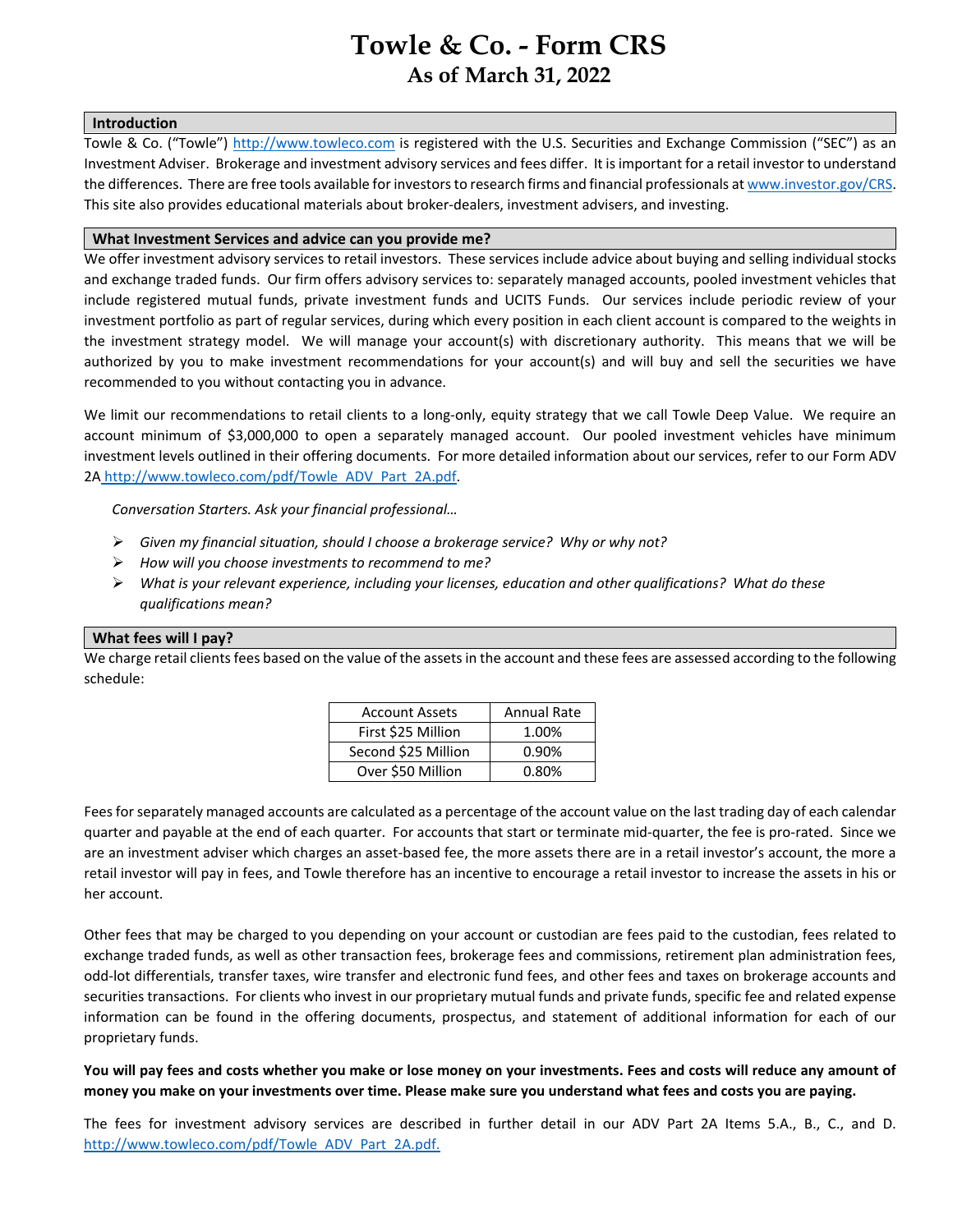# Towle & Co. - Form CRS

## As of March 31, 2022

### Introduction

Towle & Co. ("Towle") http://www.towleco.com is registered with the U.S. Securities and Exchange Commission ("SEC") as an Investment Adviser. Brokerage and investment advisory services and fees differ. It is important for a retail investor to understand the differences. There are free tools available for investors to research firms and financial professionals at www.investor.gov/CRS. This site also provides educational materials about broker-dealers, investment advisers, and investing.

### What Investment Services and advice can you provide me?

We offer investment advisory services to retail investors. These services include advice about buying and selling individual stocks and exchange traded funds. Our firm offers advisory services to: separately managed accounts, pooled investment vehicles that include registered mutual funds, private investment funds and UCITS Funds. Our services include periodic review of your investment portfolio as part of regular services, during which every position in each client account is compared to the weights in the investment strategy model. We will manage your account(s) with discretionary authority. This means that we will be authorized by you to make investment recommendations for your account(s) and will buy and sell the securities we have recommended to you without contacting you in advance.

We limit our recommendations to retail clients to a long-only, equity strategy that we call Towle Deep Value. We require an account minimum of $3,000,000 to open a separately managed account. Our pooled investment vehicles have minimum investment levels outlined in their offering documents. For more detailed information about our services, refer to our Form ADV 2A http://www.towleco.com/pdf/Towle_ADV_Part_2A.pdf.

*Conversation Starters. Ask your financial professional…*

- *Given my financial situation, should I choose a brokerage service? Why or why not?*
- *How will you choose investments to recommend to me?*
- *What is your relevant experience, including your licenses, education and other qualifications? What do these qualifications mean?*

### What fees will I pay?

We charge retail clients fees based on the value of the assets in the account and these fees are assessed according to the following schedule:

| Account Assets | Annual Rate |
|---|---|
| First $25 Million | 1.00% |
| Second $25 Million | 0.90% |
| Over $50 Million | 0.80% |

Fees for separately managed accounts are calculated as a percentage of the account value on the last trading day of each calendar quarter and payable at the end of each quarter. For accounts that start or terminate mid-quarter, the fee is pro-rated. Since we are an investment adviser which charges an asset-based fee, the more assets there are in a retail investor's account, the more a retail investor will pay in fees, and Towle therefore has an incentive to encourage a retail investor to increase the assets in his or her account.

Other fees that may be charged to you depending on your account or custodian are fees paid to the custodian, fees related to exchange traded funds, as well as other transaction fees, brokerage fees and commissions, retirement plan administration fees, odd-lot differentials, transfer taxes, wire transfer and electronic fund fees, and other fees and taxes on brokerage accounts and securities transactions. For clients who invest in our proprietary mutual funds and private funds, specific fee and related expense information can be found in the offering documents, prospectus, and statement of additional information for each of our proprietary funds.

**You will pay fees and costs whether you make or lose money on your investments. Fees and costs will reduce any amount of money you make on your investments over time. Please make sure you understand what fees and costs you are paying.**

The fees for investment advisory services are described in further detail in our ADV Part 2A Items 5.A., B., C., and D. http://www.towleco.com/pdf/Towle_ADV_Part_2A.pdf.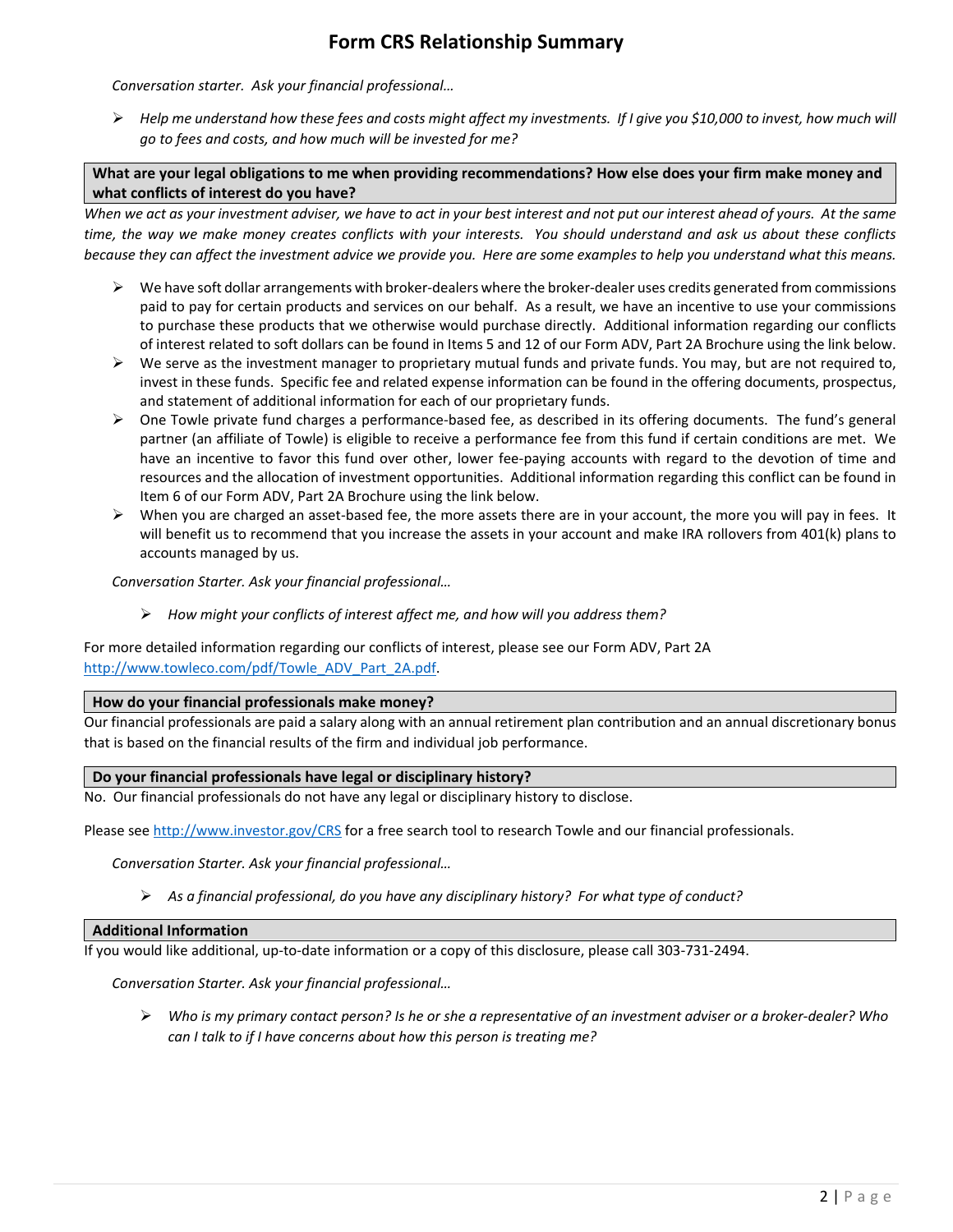*Conversation starter. Ask your financial professional…*

- *Help me understand how these fees and costs might affect my investments. If I give you $10,000 to invest, how much will go to fees and costs, and how much will be invested for me?*

## What are your legal obligations to me when providing recommendations? How else does your firm make money and what conflicts of interest do you have?

*When we act as your investment adviser, we have to act in your best interest and not put our interest ahead of yours. At the same time, the way we make money creates conflicts with your interests. You should understand and ask us about these conflicts because they can affect the investment advice we provide you. Here are some examples to help you understand what this means.*

- We have soft dollar arrangements with broker-dealers where the broker-dealer uses credits generated from commissions paid to pay for certain products and services on our behalf. As a result, we have an incentive to use your commissions to purchase these products that we otherwise would purchase directly. Additional information regarding our conflicts of interest related to soft dollars can be found in Items 5 and 12 of our Form ADV, Part 2A Brochure using the link below.
- We serve as the investment manager to proprietary mutual funds and private funds. You may, but are not required to, invest in these funds. Specific fee and related expense information can be found in the offering documents, prospectus, and statement of additional information for each of our proprietary funds.
- One Towle private fund charges a performance-based fee, as described in its offering documents. The fund's general partner (an affiliate of Towle) is eligible to receive a performance fee from this fund if certain conditions are met. We have an incentive to favor this fund over other, lower fee-paying accounts with regard to the devotion of time and resources and the allocation of investment opportunities. Additional information regarding this conflict can be found in Item 6 of our Form ADV, Part 2A Brochure using the link below.
- When you are charged an asset-based fee, the more assets there are in your account, the more you will pay in fees. It will benefit us to recommend that you increase the assets in your account and make IRA rollovers from 401(k) plans to accounts managed by us.

*Conversation Starter. Ask your financial professional…*

- *How might your conflicts of interest affect me, and how will you address them?*

For more detailed information regarding our conflicts of interest, please see our Form ADV, Part 2A [http://www.towleco.com/pdf/Towle_ADV_Part_2A.pdf](http://www.towleco.com/pdf/Towle_ADV_Part_2A.pdf).

## How do your financial professionals make money?

Our financial professionals are paid a salary along with an annual retirement plan contribution and an annual discretionary bonus that is based on the financial results of the firm and individual job performance.

## Do your financial professionals have legal or disciplinary history?

No. Our financial professionals do not have any legal or disciplinary history to disclose.

Please see [http://www.investor.gov/CRS](http://www.investor.gov/CRS) for a free search tool to research Towle and our financial professionals.

*Conversation Starter. Ask your financial professional…*

- *As a financial professional, do you have any disciplinary history? For what type of conduct?*

## Additional Information

If you would like additional, up-to-date information or a copy of this disclosure, please call 303-731-2494.

*Conversation Starter. Ask your financial professional…*

- *Who is my primary contact person? Is he or she a representative of an investment adviser or a broker-dealer? Who can I talk to if I have concerns about how this person is treating me?*